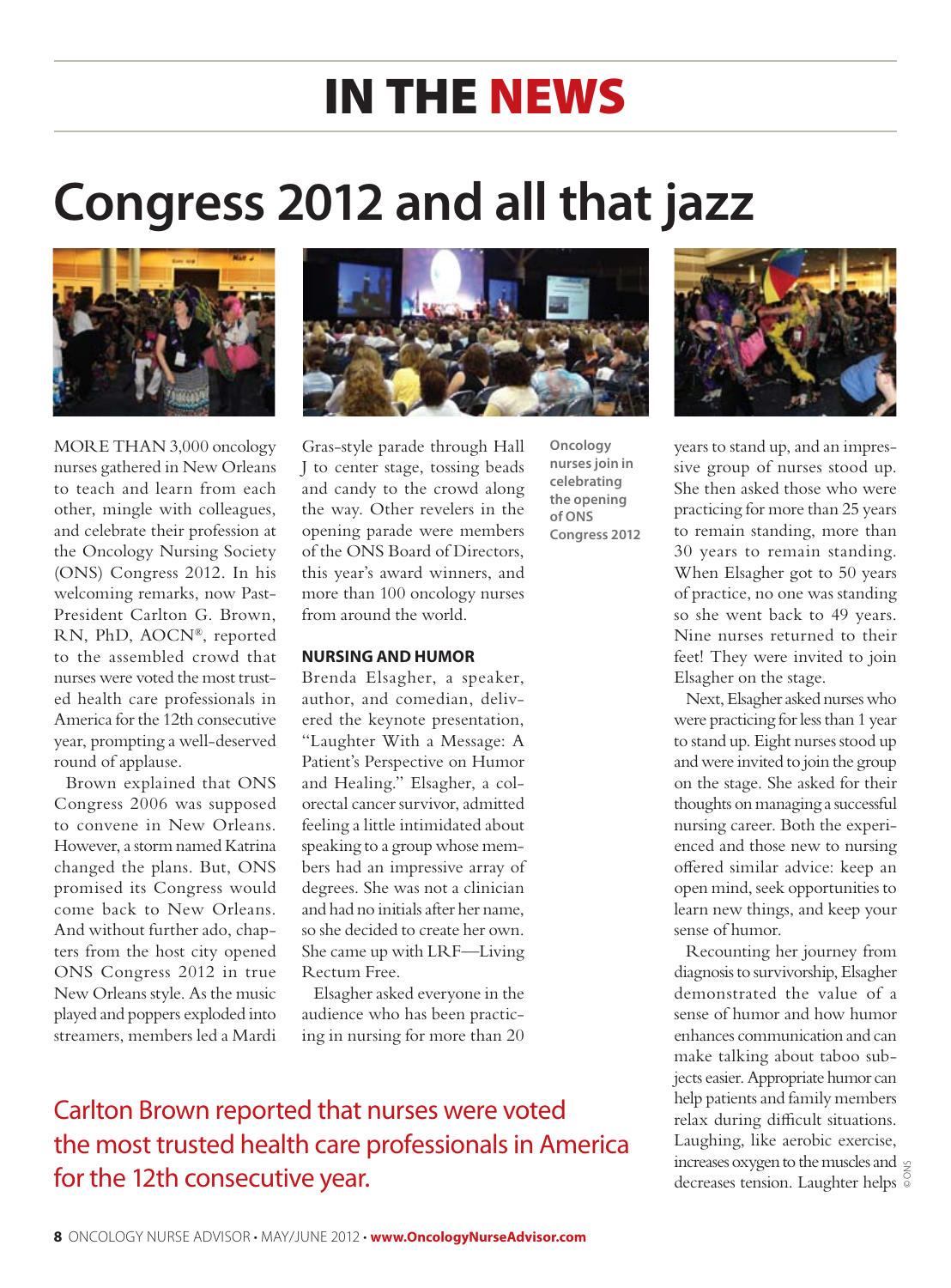# IN THE NEWS

# Congress 2012 and all that jazz

Oncology nurses join in celebrating the opening of ONS Congress 2012

MORE THAN 3,000 oncology nurses gathered in New Orleans to teach and learn from each other, mingle with colleagues, and celebrate their profession at the Oncology Nursing Society (ONS) Congress 2012. In his welcoming remarks, now Past-President Carlton G. Brown, RN, PhD, AOCN®, reported to the assembled crowd that nurses were voted the most trusted health care professionals in America for the 12th consecutive year, prompting a well-deserved round of applause.

Brown explained that ONS Congress 2006 was supposed to convene in New Orleans. However, a storm named Katrina changed the plans. But, ONS promised its Congress would come back to New Orleans. And without further ado, chapters from the host city opened ONS Congress 2012 in true New Orleans style. As the music played and poppers exploded into streamers, members led a Mardi Gras-style parade through Hall J to center stage, tossing beads and candy to the crowd along the way. Other revelers in the opening parade were members of the ONS Board of Directors, this year's award winners, and more than 100 oncology nurses from around the world.

### NURSING AND HUMOR

Brenda Elsagher, a speaker, author, and comedian, delivered the keynote presentation, "Laughter With a Message: A Patient's Perspective on Humor and Healing." Elsagher, a colorectal cancer survivor, admitted feeling a little intimidated about speaking to a group whose members had an impressive array of degrees. She was not a clinician and had no initials after her name, so she decided to create her own. She came up with LRF—Living Rectum Free.

Elsagher asked everyone in the audience who has been practicing in nursing for more than 20 years to stand up, and an impressive group of nurses stood up. She then asked those who were practicing for more than 25 years to remain standing, more than 30 years to remain standing. When Elsagher got to 50 years of practice, no one was standing so she went back to 49 years. Nine nurses returned to their feet! They were invited to join Elsagher on the stage.

Next, Elsagher asked nurses who were practicing for less than 1 year to stand up. Eight nurses stood up and were invited to join the group on the stage. She asked for their thoughts on managing a successful nursing career. Both the experienced and those new to nursing offered similar advice: keep an open mind, seek opportunities to learn new things, and keep your sense of humor.

Recounting her journey from diagnosis to survivorship, Elsagher demonstrated the value of a sense of humor and how humor enhances communication and can make talking about taboo subjects easier. Appropriate humor can help patients and family members relax during difficult situations. Laughing, like aerobic exercise, increases oxygen to the muscles and decreases tension. Laughter helps

Carlton Brown reported that nurses were voted the most trusted health care professionals in America for the 12th consecutive year.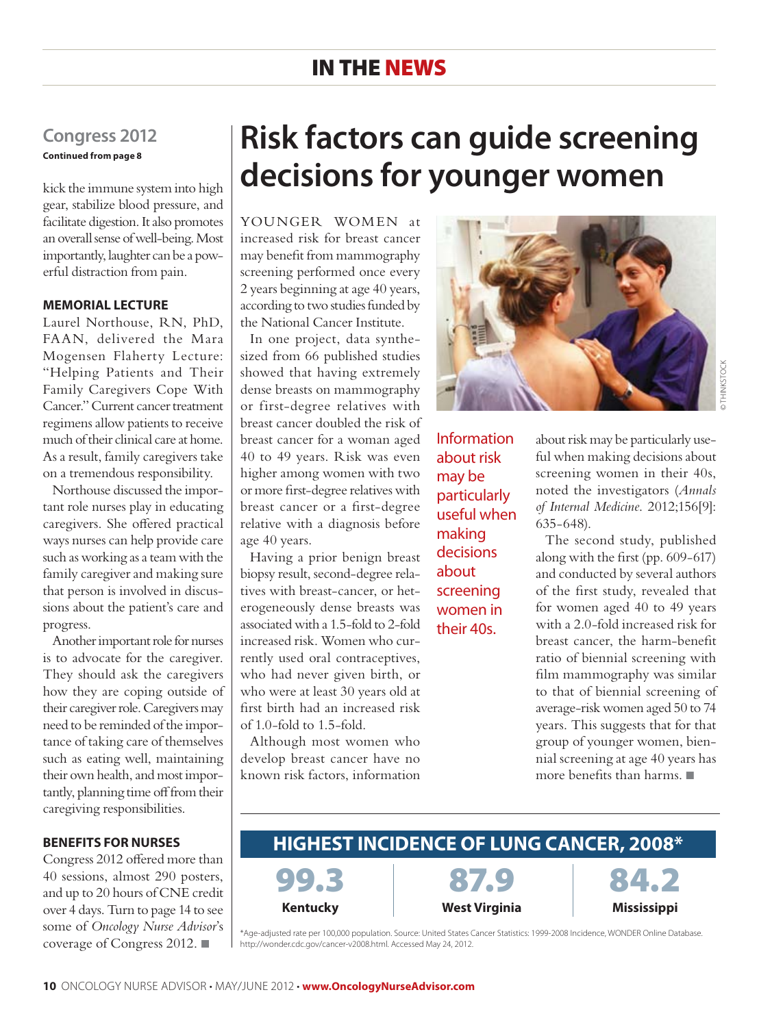## Congress 2012

**Continued from page 8**

kick the immune system into high gear, stabilize blood pressure, and facilitate digestion. It also promotes an overall sense of well-being. Most importantly, laughter can be a powerful distraction from pain.

### MEMORIAL LECTURE

Laurel Northouse, RN, PhD, FAAN, delivered the Mara Mogensen Flaherty Lecture: "Helping Patients and Their Family Caregivers Cope With Cancer." Current cancer treatment regimens allow patients to receive much of their clinical care at home. As a result, family caregivers take on a tremendous responsibility.

Northouse discussed the important role nurses play in educating caregivers. She offered practical ways nurses can help provide care such as working as a team with the family caregiver and making sure that person is involved in discussions about the patient's care and progress.

Another important role for nurses is to advocate for the caregiver. They should ask the caregivers how they are coping outside of their caregiver role. Caregivers may need to be reminded of the importance of taking care of themselves such as eating well, maintaining their own health, and most importantly, planning time off from their caregiving responsibilities.

### BENEFITS FOR NURSES

Congress 2012 offered more than 40 sessions, almost 290 posters, and up to 20 hours of CNE credit over 4 days. Turn to page 14 to see some of *Oncology Nurse Advisor*'s coverage of Congress 2012. ■

# Risk factors can guide screening decisions for younger women

YOUNGER WOMEN at increased risk for breast cancer may benefit from mammography screening performed once every 2 years beginning at age 40 years, according to two studies funded by the National Cancer Institute.

In one project, data synthesized from 66 published studies showed that having extremely dense breasts on mammography or first-degree relatives with breast cancer doubled the risk of breast cancer for a woman aged 40 to 49 years. Risk was even higher among women with two or more first-degree relatives with breast cancer or a first-degree relative with a diagnosis before age 40 years.

Having a prior benign breast biopsy result, second-degree relatives with breast-cancer, or heterogeneously dense breasts was associated with a 1.5-fold to 2-fold increased risk. Women who currently used oral contraceptives, who had never given birth, or who were at least 30 years old at first birth had an increased risk of 1.0-fold to 1.5-fold.

Although most women who develop breast cancer have no known risk factors, information about risk may be particularly useful when making decisions about screening women in their 40s, noted the investigators (*Annals of Internal Medicine*. 2012;156[9]: 635-648).

> Information about risk may be particularly useful when making decisions about screening women in their 40s.

The second study, published along with the first (pp. 609-617) and conducted by several authors of the first study, revealed that for women aged 40 to 49 years with a 2.0-fold increased risk for breast cancer, the harm-benefit ratio of biennial screening with film mammography was similar to that of biennial screening of average-risk women aged 50 to 74 years. This suggests that for that group of younger women, biennial screening at age 40 years has more benefits than harms. ■

## HIGHEST INCIDENCE OF LUNG CANCER, 2008*

| Kentucky | West Virginia | Mississippi |
|---|---|---|
| 99.3 | 87.9 | 84.2 |

*Age-adjusted rate per 100,000 population. Source: United States Cancer Statistics: 1999-2008 Incidence, WONDER Online Database. http://wonder.cdc.gov/cancer-v2008.html. Accessed May 24, 2012.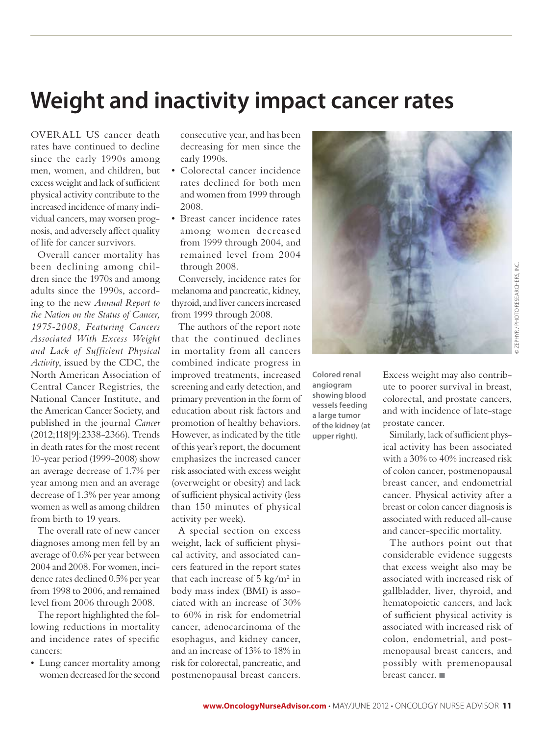# Weight and inactivity impact cancer rates

OVERALL US cancer death rates have continued to decline since the early 1990s among men, women, and children, but excess weight and lack of sufficient physical activity contribute to the increased incidence of many individual cancers, may worsen prognosis, and adversely affect quality of life for cancer survivors.

Overall cancer mortality has been declining among children since the 1970s and among adults since the 1990s, according to the new *Annual Report to the Nation on the Status of Cancer, 1975-2008, Featuring Cancers Associated With Excess Weight and Lack of Sufficient Physical Activity*, issued by the CDC, the North American Association of Central Cancer Registries, the National Cancer Institute, and the American Cancer Society, and published in the journal *Cancer* (2012;118[9]:2338-2366). Trends in death rates for the most recent 10-year period (1999-2008) show an average decrease of 1.7% per year among men and an average decrease of 1.3% per year among women as well as among children from birth to 19 years.

The overall rate of new cancer diagnoses among men fell by an average of 0.6% per year between 2004 and 2008. For women, incidence rates declined 0.5% per year from 1998 to 2006, and remained level from 2006 through 2008.

The report highlighted the following reductions in mortality and incidence rates of specific cancers:

- Lung cancer mortality among women decreased for the second consecutive year, and has been decreasing for men since the early 1990s.
- Colorectal cancer incidence rates declined for both men and women from 1999 through 2008.
- Breast cancer incidence rates among women decreased from 1999 through 2004, and remained level from 2004 through 2008.

Conversely, incidence rates for melanoma and pancreatic, kidney, thyroid, and liver cancers increased from 1999 through 2008.

The authors of the report note that the continued declines in mortality from all cancers combined indicate progress in improved treatments, increased screening and early detection, and primary prevention in the form of education about risk factors and promotion of healthy behaviors. However, as indicated by the title of this year's report, the document emphasizes the increased cancer risk associated with excess weight (overweight or obesity) and lack of sufficient physical activity (less than 150 minutes of physical activity per week).

A special section on excess weight, lack of sufficient physical activity, and associated cancers featured in the report states that each increase of 5 $kg/m^2$ in body mass index (BMI) is associated with an increase of 30% to 60% in risk for endometrial cancer, adenocarcinoma of the esophagus, and kidney cancer, and an increase of 13% to 18% in risk for colorectal, pancreatic, and postmenopausal breast cancers.

**Colored renal angiogram showing blood vessels feeding a large tumor of the kidney (at upper right).**

Excess weight may also contribute to poorer survival in breast, colorectal, and prostate cancers, and with incidence of late-stage prostate cancer.

Similarly, lack of sufficient physical activity has been associated with a 30% to 40% increased risk of colon cancer, postmenopausal breast cancer, and endometrial cancer. Physical activity after a breast or colon cancer diagnosis is associated with reduced all-cause and cancer-specific mortality.

The authors point out that considerable evidence suggests that excess weight also may be associated with increased risk of gallbladder, liver, thyroid, and hematopoietic cancers, and lack of sufficient physical activity is associated with increased risk of colon, endometrial, and postmenopausal breast cancers, and possibly with premenopausal breast cancer. ■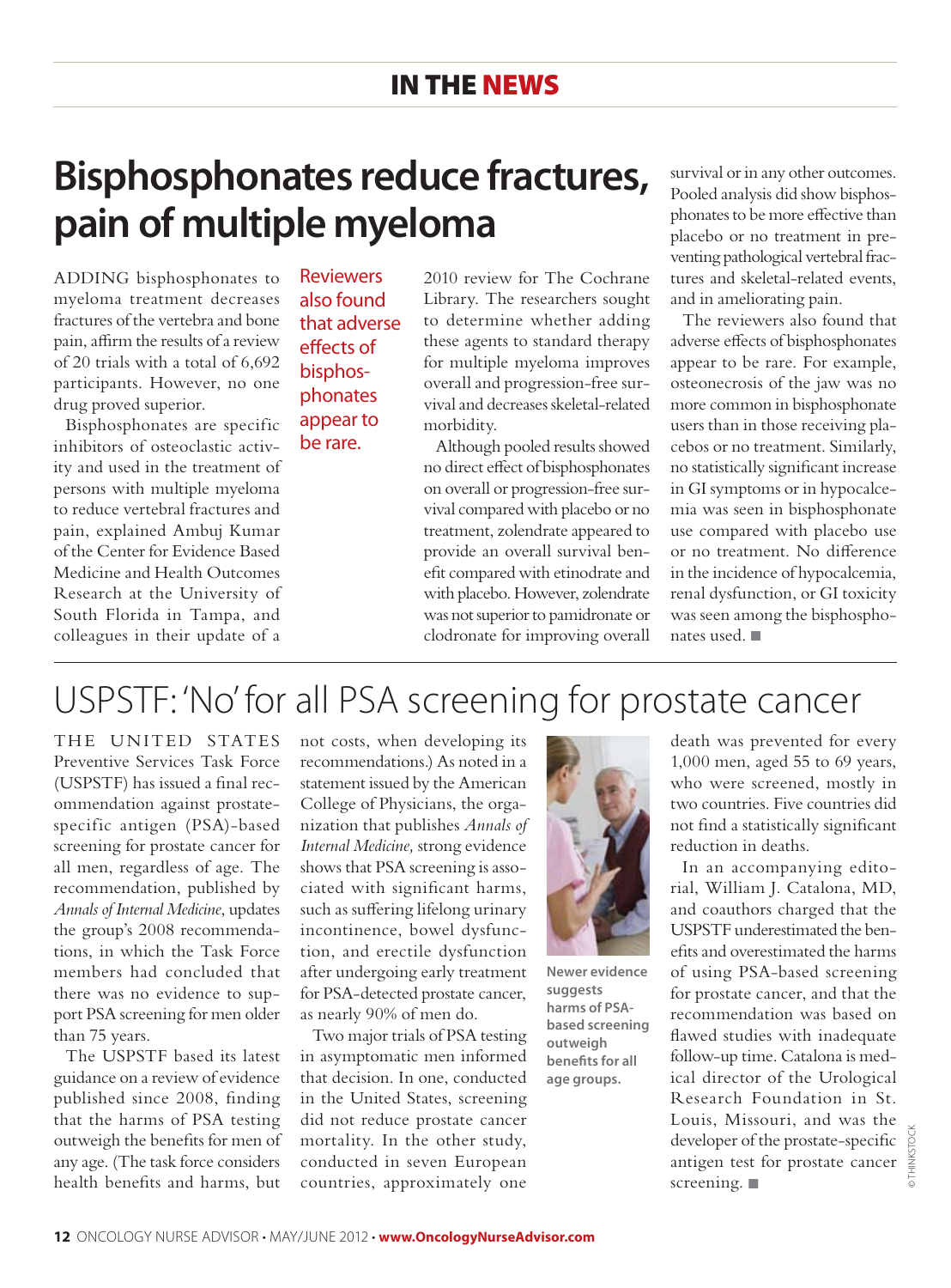## IN THE NEWS

# Bisphosphonates reduce fractures, pain of multiple myeloma

ADDING bisphosphonates to myeloma treatment decreases fractures of the vertebra and bone pain, affirm the results of a review of 20 trials with a total of 6,692 participants. However, no one drug proved superior.

Bisphosphonates are specific inhibitors of osteoclastic activity and used in the treatment of persons with multiple myeloma to reduce vertebral fractures and pain, explained Ambuj Kumar of the Center for Evidence Based Medicine and Health Outcomes Research at the University of South Florida in Tampa, and colleagues in their update of a 2010 review for The Cochrane Library. The researchers sought to determine whether adding these agents to standard therapy for multiple myeloma improves overall and progression-free survival and decreases skeletal-related morbidity.

Reviewers also found that adverse effects of bisphosphonates appear to be rare.

Although pooled results showed no direct effect of bisphosphonates on overall or progression-free survival compared with placebo or no treatment, zolendrate appeared to provide an overall survival benefit compared with etinodrate and with placebo. However, zolendrate was not superior to pamidronate or clodronate for improving overall survival or in any other outcomes. Pooled analysis did show bisphosphonates to be more effective than placebo or no treatment in preventing pathological vertebral fractures and skeletal-related events, and in ameliorating pain.

The reviewers also found that adverse effects of bisphosphonates appear to be rare. For example, osteonecrosis of the jaw was no more common in bisphosphonate users than in those receiving placebos or no treatment. Similarly, no statistically significant increase in GI symptoms or in hypocalcemia was seen in bisphosphonate use compared with placebo use or no treatment. No difference in the incidence of hypocalcemia, renal dysfunction, or GI toxicity was seen among the bisphosphonates used. ■

# USPSTF: 'No' for all PSA screening for prostate cancer

THE UNITED STATES Preventive Services Task Force (USPSTF) has issued a final recommendation against prostate-specific antigen (PSA)-based screening for prostate cancer for all men, regardless of age. The recommendation, published by *Annals of Internal Medicine*, updates the group's 2008 recommendations, in which the Task Force members had concluded that there was no evidence to support PSA screening for men older than 75 years.

The USPSTF based its latest guidance on a review of evidence published since 2008, finding that the harms of PSA testing outweigh the benefits for men of any age. (The task force considers health benefits and harms, but not costs, when developing its recommendations.) As noted in a statement issued by the American College of Physicians, the organization that publishes *Annals of Internal Medicine,* strong evidence shows that PSA screening is associated with significant harms, such as suffering lifelong urinary incontinence, bowel dysfunction, and erectile dysfunction after undergoing early treatment for PSA-detected prostate cancer, as nearly 90% of men do.

Two major trials of PSA testing in asymptomatic men informed that decision. In one, conducted in the United States, screening did not reduce prostate cancer mortality. In the other study, conducted in seven European countries, approximately one death was prevented for every 1,000 men, aged 55 to 69 years, who were screened, mostly in two countries. Five countries did not find a statistically significant reduction in deaths.

**Newer evidence suggests harms of PSA-based screening outweigh benefits for all age groups.**

In an accompanying editorial, William J. Catalona, MD, and coauthors charged that the USPSTF underestimated the benefits and overestimated the harms of using PSA-based screening for prostate cancer, and that the recommendation was based on flawed studies with inadequate follow-up time. Catalona is medical director of the Urological Research Foundation in St. Louis, Missouri, and was the developer of the prostate-specific antigen test for prostate cancer screening. ■

© THINKSTOCK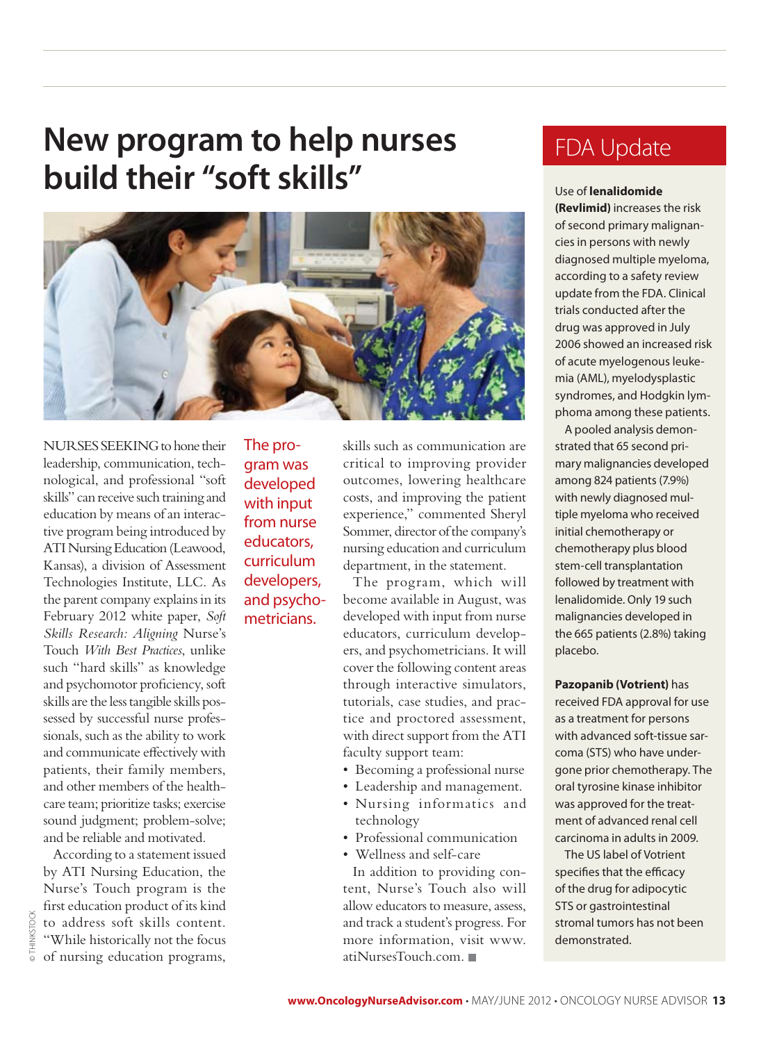# New program to help nurses build their "soft skills"

NURSES SEEKING to hone their leadership, communication, technological, and professional "soft skills" can receive such training and education by means of an interactive program being introduced by ATI Nursing Education (Leawood, Kansas), a division of Assessment Technologies Institute, LLC. As the parent company explains in its February 2012 white paper, *Soft Skills Research: Aligning* Nurse's Touch *With Best Practices*, unlike such "hard skills" as knowledge and psychomotor proficiency, soft skills are the less tangible skills possessed by successful nurse professionals, such as the ability to work and communicate effectively with patients, their family members, and other members of the healthcare team; prioritize tasks; exercise sound judgment; problem-solve; and be reliable and motivated.

According to a statement issued by ATI Nursing Education, the Nurse's Touch program is the first education product of its kind to address soft skills content. "While historically not the focus of nursing education programs, skills such as communication are critical to improving provider outcomes, lowering healthcare costs, and improving the patient experience," commented Sheryl Sommer, director of the company's nursing education and curriculum department, in the statement.

> The program was developed with input from nurse educators, curriculum developers, and psychometricians.

The program, which will become available in August, was developed with input from nurse educators, curriculum developers, and psychometricians. It will cover the following content areas through interactive simulators, tutorials, case studies, and practice and proctored assessment, with direct support from the ATI faculty support team:

- Becoming a professional nurse
- Leadership and management.
- Nursing informatics and technology
- Professional communication
- Wellness and self-care

In addition to providing content, Nurse's Touch also will allow educators to measure, assess, and track a student's progress. For more information, visit www.atiNursesTouch.com.

© THINKSTOCK

## FDA Update

Use of **lenalidomide (Revlimid)** increases the risk of second primary malignancies in persons with newly diagnosed multiple myeloma, according to a safety review update from the FDA. Clinical trials conducted after the drug was approved in July 2006 showed an increased risk of acute myelogenous leukemia (AML), myelodysplastic syndromes, and Hodgkin lymphoma among these patients.

A pooled analysis demonstrated that 65 second primary malignancies developed among 824 patients (7.9%) with newly diagnosed multiple myeloma who received initial chemotherapy or chemotherapy plus blood stem-cell transplantation followed by treatment with lenalidomide. Only 19 such malignancies developed in the 665 patients (2.8%) taking placebo.

**Pazopanib (Votrient)** has received FDA approval for use as a treatment for persons with advanced soft-tissue sarcoma (STS) who have undergone prior chemotherapy. The oral tyrosine kinase inhibitor was approved for the treatment of advanced renal cell carcinoma in adults in 2009.

The US label of Votrient specifies that the efficacy of the drug for adipocytic STS or gastrointestinal stromal tumors has not been demonstrated.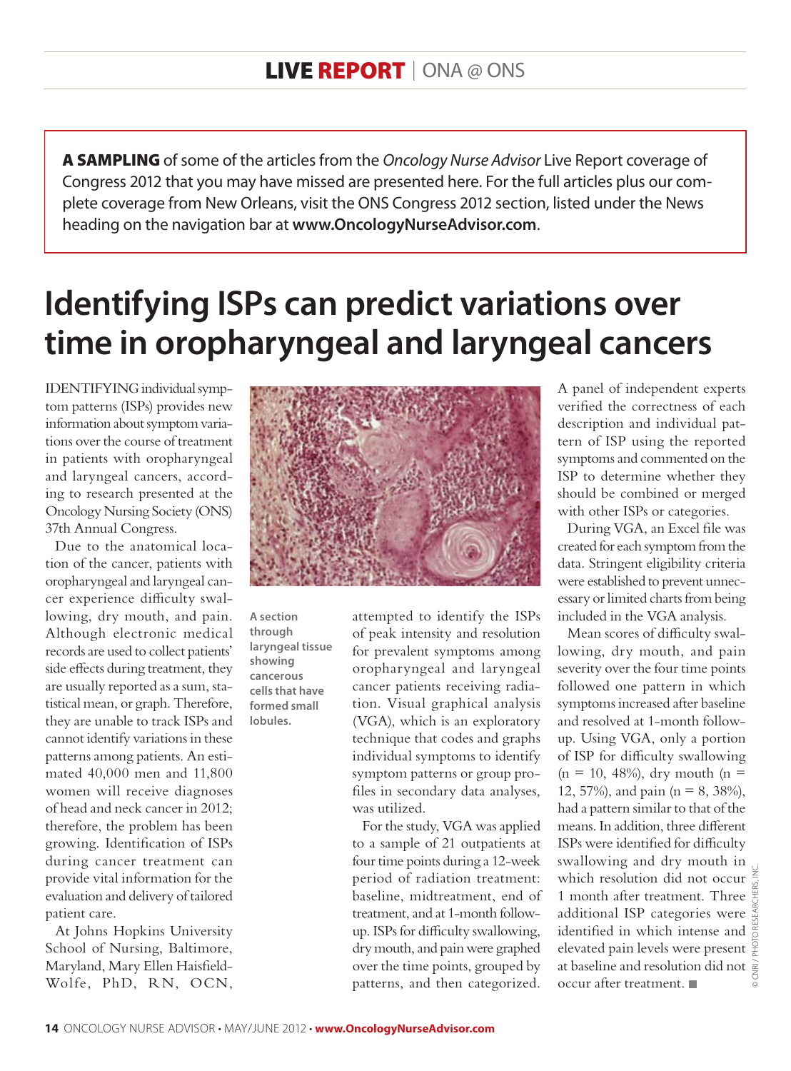**A SAMPLING** of some of the articles from the *Oncology Nurse Advisor* Live Report coverage of Congress 2012 that you may have missed are presented here. For the full articles plus our complete coverage from New Orleans, visit the ONS Congress 2012 section, listed under the News heading on the navigation bar at **www.OncologyNurseAdvisor.com**.

# Identifying ISPs can predict variations over time in oropharyngeal and laryngeal cancers

IDENTIFYING individual symptom patterns (ISPs) provides new information about symptom variations over the course of treatment in patients with oropharyngeal and laryngeal cancers, according to research presented at the Oncology Nursing Society (ONS) 37th Annual Congress.

Due to the anatomical location of the cancer, patients with oropharyngeal and laryngeal cancer experience difficulty swallowing, dry mouth, and pain. Although electronic medical records are used to collect patients' side effects during treatment, they are usually reported as a sum, statistical mean, or graph. Therefore, they are unable to track ISPs and cannot identify variations in these patterns among patients. An estimated 40,000 men and 11,800 women will receive diagnoses of head and neck cancer in 2012; therefore, the problem has been growing. Identification of ISPs during cancer treatment can provide vital information for the evaluation and delivery of tailored patient care.

At Johns Hopkins University School of Nursing, Baltimore, Maryland, Mary Ellen Haisfield-Wolfe, PhD, RN, OCN, attempted to identify the ISPs of peak intensity and resolution for prevalent symptoms among oropharyngeal and laryngeal cancer patients receiving radiation. Visual graphical analysis (VGA), which is an exploratory technique that codes and graphs individual symptoms to identify symptom patterns or group profiles in secondary data analyses, was utilized.

For the study, VGA was applied to a sample of 21 outpatients at four time points during a 12-week period of radiation treatment: baseline, midtreatment, end of treatment, and at 1-month follow-up. ISPs for difficulty swallowing, dry mouth, and pain were graphed over the time points, grouped by patterns, and then categorized.

A section through laryngeal tissue showing cancerous cells that have formed small lobules.

A panel of independent experts verified the correctness of each description and individual pattern of ISP using the reported symptoms and commented on the ISP to determine whether they should be combined or merged with other ISPs or categories.

During VGA, an Excel file was created for each symptom from the data. Stringent eligibility criteria were established to prevent unnecessary or limited charts from being included in the VGA analysis.

Mean scores of difficulty swallowing, dry mouth, and pain severity over the four time points followed one pattern in which symptoms increased after baseline and resolved at 1-month follow-up. Using VGA, only a portion of ISP for difficulty swallowing (n = 10, 48%), dry mouth (n = 12, 57%), and pain (n = 8, 38%), had a pattern similar to that of the means. In addition, three different ISPs were identified for difficulty swallowing and dry mouth in which resolution did not occur 1 month after treatment. Three additional ISP categories were identified in which intense and elevated pain levels were present at baseline and resolution did not occur after treatment. ■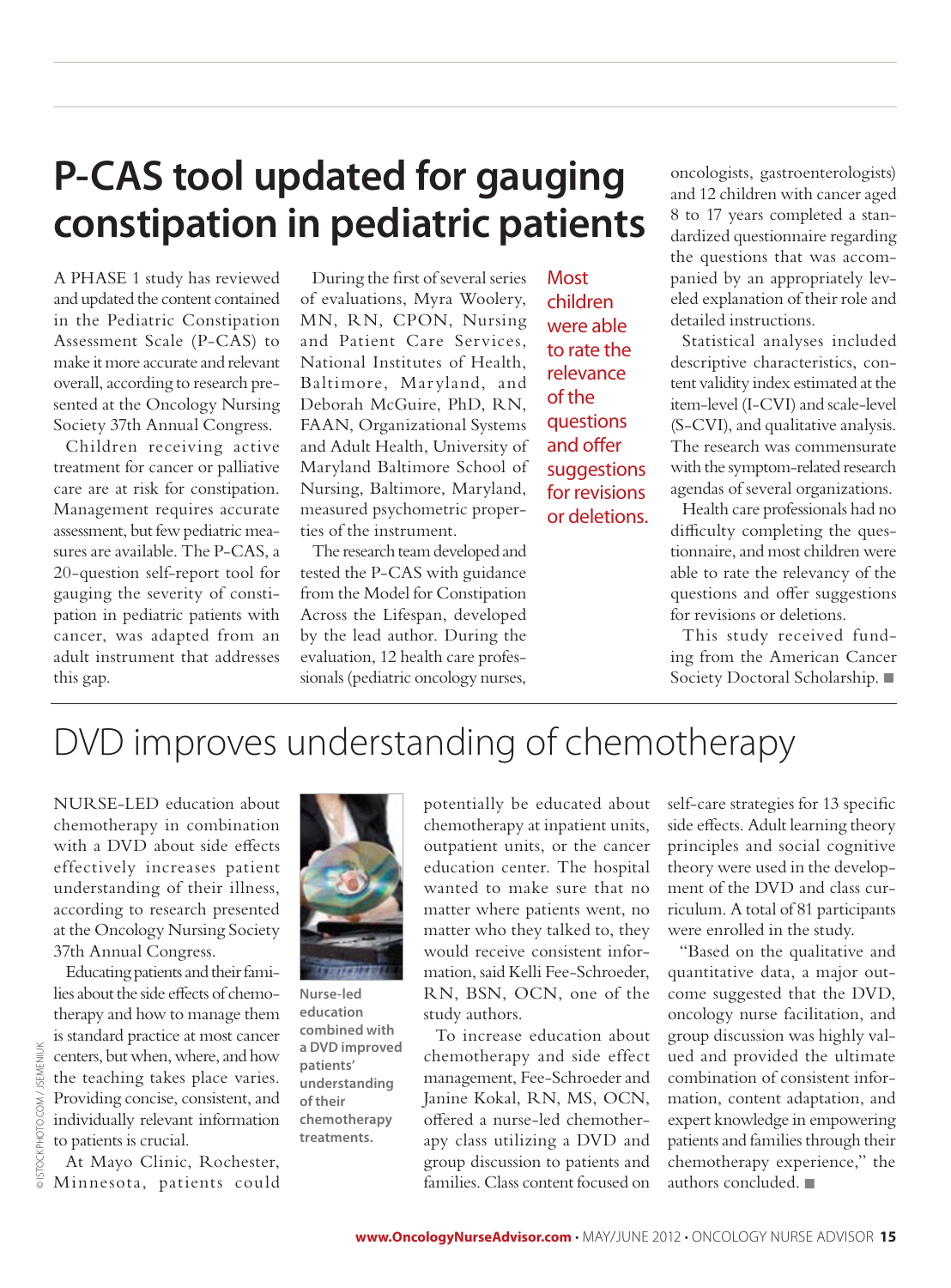# P-CAS tool updated for gauging constipation in pediatric patients

A PHASE 1 study has reviewed and updated the content contained in the Pediatric Constipation Assessment Scale (P-CAS) to make it more accurate and relevant overall, according to research presented at the Oncology Nursing Society 37th Annual Congress.

Children receiving active treatment for cancer or palliative care are at risk for constipation. Management requires accurate assessment, but few pediatric measures are available. The P-CAS, a 20-question self-report tool for gauging the severity of constipation in pediatric patients with cancer, was adapted from an adult instrument that addresses this gap.

During the first of several series of evaluations, Myra Woolery, MN, RN, CPON, Nursing and Patient Care Services, National Institutes of Health, Baltimore, Maryland, and Deborah McGuire, PhD, RN, FAAN, Organizational Systems and Adult Health, University of Maryland Baltimore School of Nursing, Baltimore, Maryland, measured psychometric properties of the instrument.

The research team developed and tested the P-CAS with guidance from the Model for Constipation Across the Lifespan, developed by the lead author. During the evaluation, 12 health care professionals (pediatric oncology nurses, oncologists, gastroenterologists) and 12 children with cancer aged 8 to 17 years completed a standardized questionnaire regarding the questions that was accompanied by an appropriately leveled explanation of their role and detailed instructions.

> Most children were able to rate the relevance of the questions and offer suggestions for revisions or deletions.

Statistical analyses included descriptive characteristics, content validity index estimated at the item-level (I-CVI) and scale-level (S-CVI), and qualitative analysis. The research was commensurate with the symptom-related research agendas of several organizations.

Health care professionals had no difficulty completing the questionnaire, and most children were able to rate the relevancy of the questions and offer suggestions for revisions or deletions.

This study received funding from the American Cancer Society Doctoral Scholarship. ■

# DVD improves understanding of chemotherapy

NURSE-LED education about chemotherapy in combination with a DVD about side effects effectively increases patient understanding of their illness, according to research presented at the Oncology Nursing Society 37th Annual Congress.

Educating patients and their families about the side effects of chemotherapy and how to manage them is standard practice at most cancer centers, but when, where, and how the teaching takes place varies. Providing concise, consistent, and individually relevant information to patients is crucial.

Nurse-led education combined with a DVD improved patients' understanding of their chemotherapy treatments.

At Mayo Clinic, Rochester, Minnesota, patients could potentially be educated about chemotherapy at inpatient units, outpatient units, or the cancer education center. The hospital wanted to make sure that no matter where patients went, no matter who they talked to, they would receive consistent information, said Kelli Fee-Schroeder, RN, BSN, OCN, one of the study authors.

To increase education about chemotherapy and side effect management, Fee-Schroeder and Janine Kokal, RN, MS, OCN, offered a nurse-led chemotherapy class utilizing a DVD and group discussion to patients and families. Class content focused on self-care strategies for 13 specific side effects. Adult learning theory principles and social cognitive theory were used in the development of the DVD and class curriculum. A total of 81 participants were enrolled in the study.

"Based on the qualitative and quantitative data, a major outcome suggested that the DVD, oncology nurse facilitation, and group discussion was highly valued and provided the ultimate combination of consistent information, content adaptation, and expert knowledge in empowering patients and families through their chemotherapy experience," the authors concluded. ■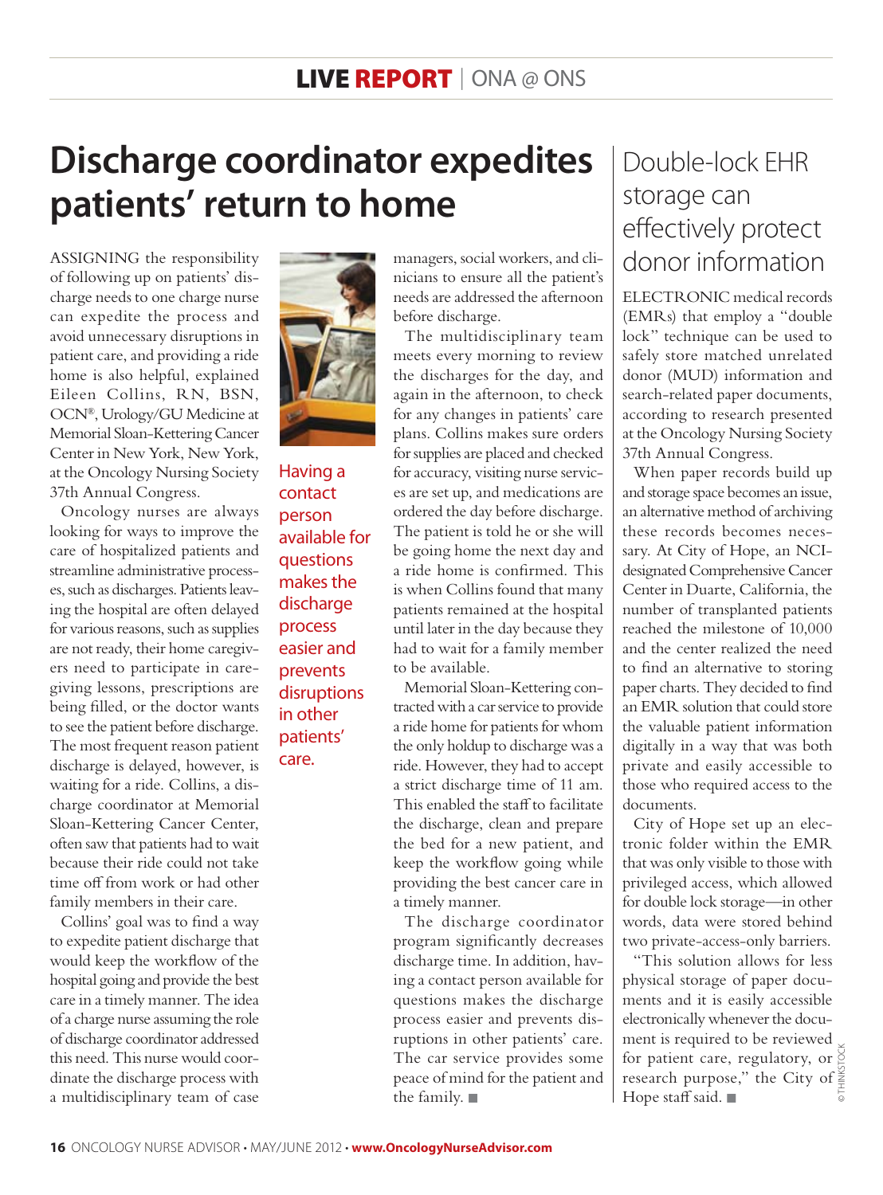**LIVE REPORT** | ONA @ ONS

# Discharge coordinator expedites patients' return to home

ASSIGNING the responsibility of following up on patients' discharge needs to one charge nurse can expedite the process and avoid unnecessary disruptions in patient care, and providing a ride home is also helpful, explained Eileen Collins, RN, BSN, OCN®, Urology/GU Medicine at Memorial Sloan-Kettering Cancer Center in New York, New York, at the Oncology Nursing Society 37th Annual Congress.

Oncology nurses are always looking for ways to improve the care of hospitalized patients and streamline administrative processes, such as discharges. Patients leaving the hospital are often delayed for various reasons, such as supplies are not ready, their home caregivers need to participate in caregiving lessons, prescriptions are being filled, or the doctor wants to see the patient before discharge. The most frequent reason patient discharge is delayed, however, is waiting for a ride. Collins, a discharge coordinator at Memorial Sloan-Kettering Cancer Center, often saw that patients had to wait because their ride could not take time off from work or had other family members in their care.

Collins' goal was to find a way to expedite patient discharge that would keep the workflow of the hospital going and provide the best care in a timely manner. The idea of a charge nurse assuming the role of discharge coordinator addressed this need. This nurse would coordinate the discharge process with a multidisciplinary team of case managers, social workers, and clinicians to ensure all the patient's needs are addressed the afternoon before discharge.

Having a contact person available for questions makes the discharge process easier and prevents disruptions in other patients' care.

The multidisciplinary team meets every morning to review the discharges for the day, and again in the afternoon, to check for any changes in patients' care plans. Collins makes sure orders for supplies are placed and checked for accuracy, visiting nurse services are set up, and medications are ordered the day before discharge. The patient is told he or she will be going home the next day and a ride home is confirmed. This is when Collins found that many patients remained at the hospital until later in the day because they had to wait for a family member to be available.

Memorial Sloan-Kettering contracted with a car service to provide a ride home for patients for whom the only holdup to discharge was a ride. However, they had to accept a strict discharge time of 11 am. This enabled the staff to facilitate the discharge, clean and prepare the bed for a new patient, and keep the workflow going while providing the best cancer care in a timely manner.

The discharge coordinator program significantly decreases discharge time. In addition, having a contact person available for questions makes the discharge process easier and prevents disruptions in other patients' care. The car service provides some peace of mind for the patient and the family. ■

# Double-lock EHR storage can effectively protect donor information

ELECTRONIC medical records (EMRs) that employ a "double lock" technique can be used to safely store matched unrelated donor (MUD) information and search-related paper documents, according to research presented at the Oncology Nursing Society 37th Annual Congress.

When paper records build up and storage space becomes an issue, an alternative method of archiving these records becomes necessary. At City of Hope, an NCI-designated Comprehensive Cancer Center in Duarte, California, the number of transplanted patients reached the milestone of 10,000 and the center realized the need to find an alternative to storing paper charts. They decided to find an EMR solution that could store the valuable patient information digitally in a way that was both private and easily accessible to those who required access to the documents.

City of Hope set up an electronic folder within the EMR that was only visible to those with privileged access, which allowed for double lock storage—in other words, data were stored behind two private-access-only barriers.

"This solution allows for less physical storage of paper documents and it is easily accessible electronically whenever the document is required to be reviewed for patient care, regulatory, or research purpose," the City of Hope staff said. ■